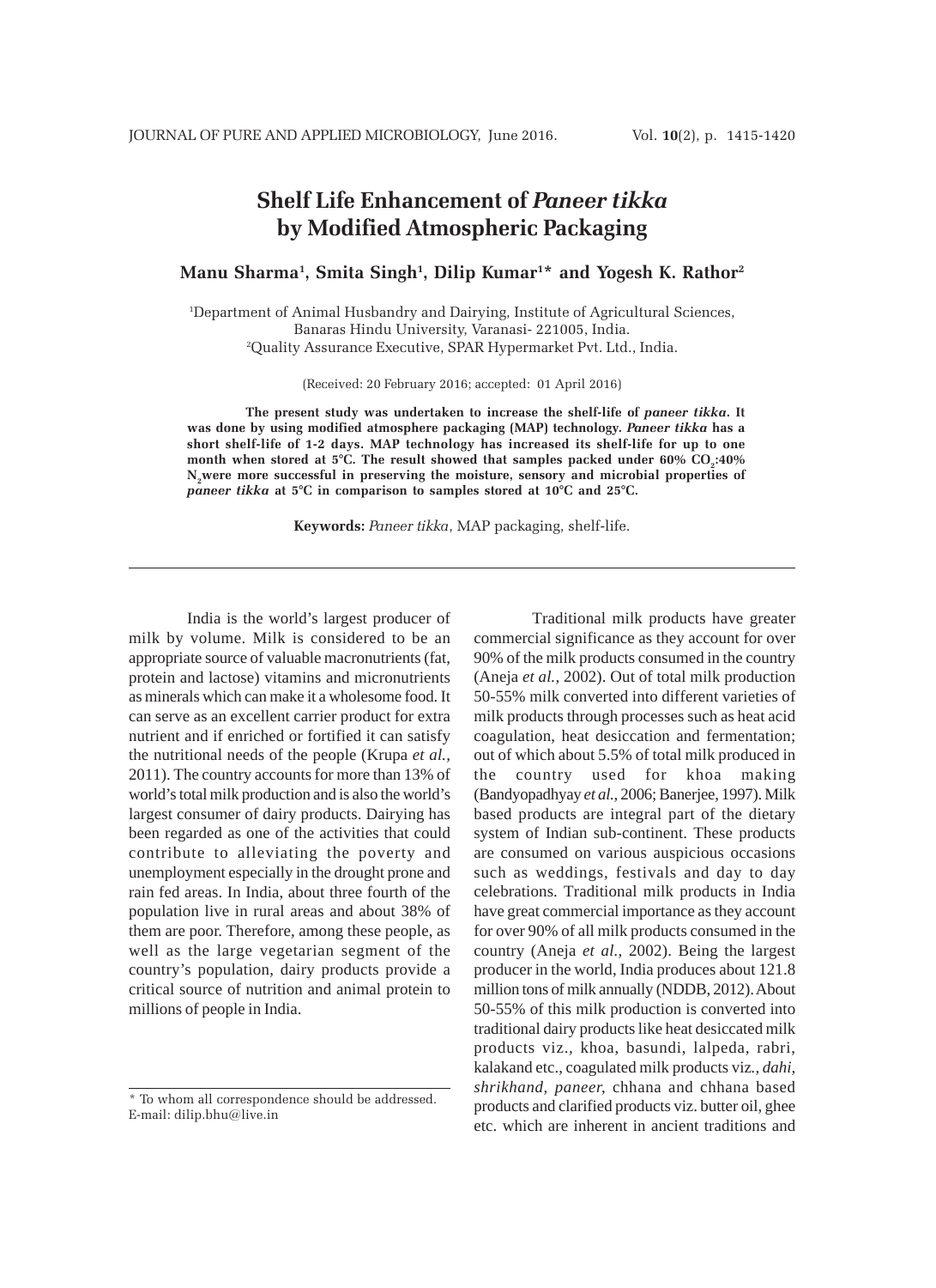# Shelf Life Enhancement of *Paneer tikka* by Modified Atmospheric Packaging

**Manu Sharma[1], Smita Singh[1], Dilip Kumar[1]* and Yogesh K. Rathor[2]**

[1]Department of Animal Husbandry and Dairying, Institute of Agricultural Sciences, Banaras Hindu University, Varanasi- 221005, India.
[2]Quality Assurance Executive, SPAR Hypermarket Pvt. Ltd., India.

(Received: 20 February 2016; accepted: 01 April 2016)

**The present study was undertaken to increase the shelf-life of *paneer tikka*. It was done by using modified atmosphere packaging (MAP) technology. *Paneer tikka* has a short shelf-life of 1-2 days. MAP technology has increased its shelf-life for up to one month when stored at 5°C. The result showed that samples packed under 60% $CO_2$:40% $N_2$ were more successful in preserving the moisture, sensory and microbial properties of *paneer tikka* at 5°C in comparison to samples stored at 10°C and 25°C.**

**Keywords:** *Paneer tikka*, MAP packaging, shelf-life.

---

India is the world's largest producer of milk by volume. Milk is considered to be an appropriate source of valuable macronutrients (fat, protein and lactose) vitamins and micronutrients as minerals which can make it a wholesome food. It can serve as an excellent carrier product for extra nutrient and if enriched or fortified it can satisfy the nutritional needs of the people (Krupa *et al.*, 2011). The country accounts for more than 13% of world's total milk production and is also the world's largest consumer of dairy products. Dairying has been regarded as one of the activities that could contribute to alleviating the poverty and unemployment especially in the drought prone and rain fed areas. In India, about three fourth of the population live in rural areas and about 38% of them are poor. Therefore, among these people, as well as the large vegetarian segment of the country's population, dairy products provide a critical source of nutrition and animal protein to millions of people in India.

Traditional milk products have greater commercial significance as they account for over 90% of the milk products consumed in the country (Aneja *et al.,* 2002). Out of total milk production 50-55% milk converted into different varieties of milk products through processes such as heat acid coagulation, heat desiccation and fermentation; out of which about 5.5% of total milk produced in the country used for khoa making (Bandyopadhyay *et al.,* 2006; Banerjee, 1997). Milk based products are integral part of the dietary system of Indian sub-continent. These products are consumed on various auspicious occasions such as weddings, festivals and day to day celebrations. Traditional milk products in India have great commercial importance as they account for over 90% of all milk products consumed in the country (Aneja *et al.,* 2002). Being the largest producer in the world, India produces about 121.8 million tons of milk annually (NDDB, 2012). About 50-55% of this milk production is converted into traditional dairy products like heat desiccated milk products viz., khoa, basundi, lalpeda, rabri, kalakand etc., coagulated milk products viz*., dahi, shrikhand, paneer,* chhana and chhana based products and clarified products viz. butter oil, ghee etc. which are inherent in ancient traditions and

---

* To whom all correspondence should be addressed.
E-mail: dilip.bhu@live.in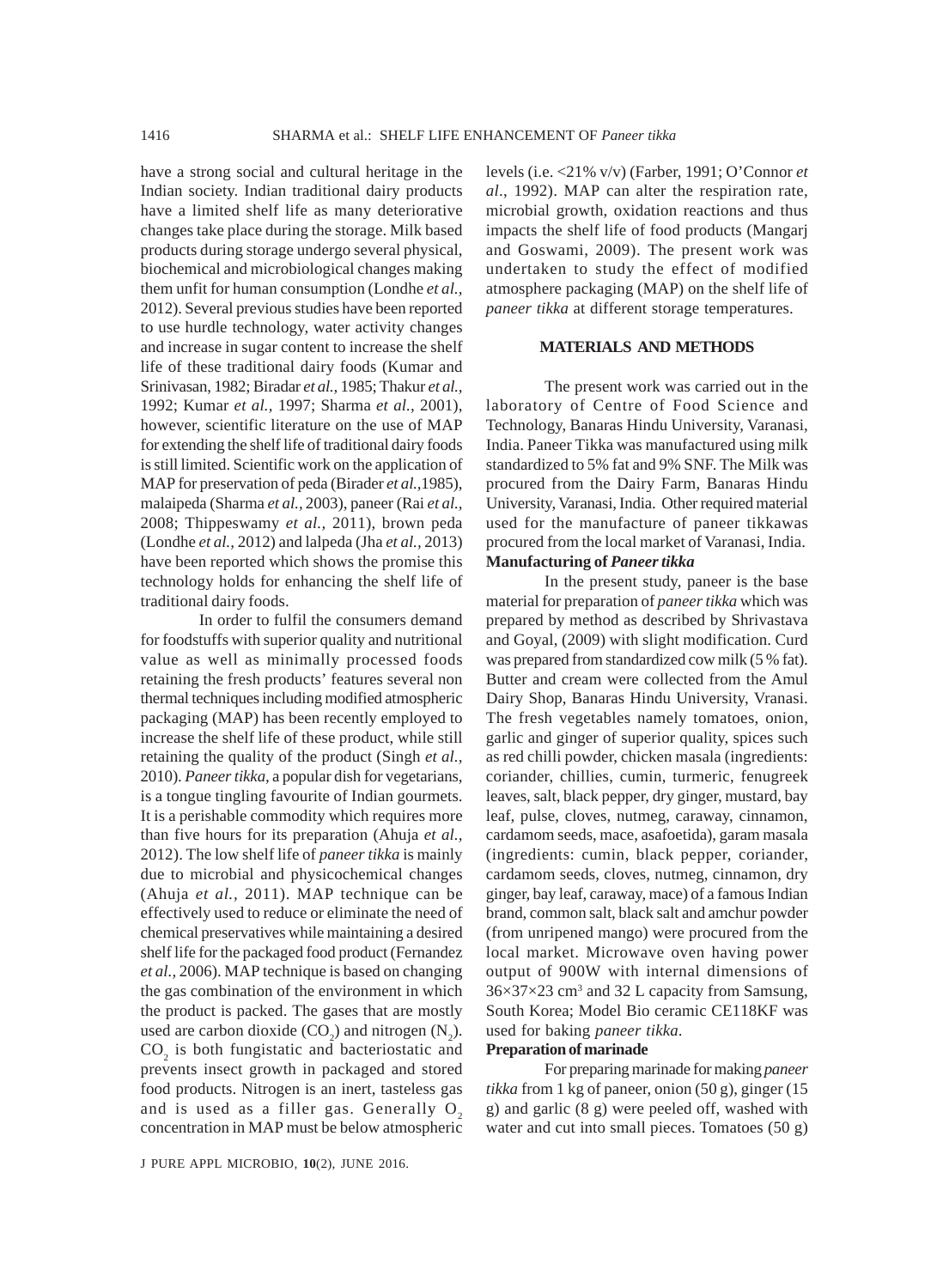have a strong social and cultural heritage in the Indian society. Indian traditional dairy products have a limited shelf life as many deteriorative changes take place during the storage. Milk based products during storage undergo several physical, biochemical and microbiological changes making them unfit for human consumption (Londhe *et al.*, 2012). Several previous studies have been reported to use hurdle technology, water activity changes and increase in sugar content to increase the shelf life of these traditional dairy foods (Kumar and Srinivasan, 1982; Biradar *et al.,* 1985; Thakur *et al.,* 1992; Kumar *et al.,* 1997; Sharma *et al.,* 2001), however, scientific literature on the use of MAP for extending the shelf life of traditional dairy foods is still limited. Scientific work on the application of MAP for preservation of peda (Birader *et al.,*1985), malaipeda (Sharma *et al.,* 2003), paneer (Rai *et al.,* 2008; Thippeswamy *et al.,* 2011), brown peda (Londhe *et al.,* 2012) and lalpeda (Jha *et al.,* 2013) have been reported which shows the promise this technology holds for enhancing the shelf life of traditional dairy foods.

In order to fulfil the consumers demand for foodstuffs with superior quality and nutritional value as well as minimally processed foods retaining the fresh products' features several non thermal techniques including modified atmospheric packaging (MAP) has been recently employed to increase the shelf life of these product, while still retaining the quality of the product (Singh *et al.,* 2010). *Paneer tikka,* a popular dish for vegetarians, is a tongue tingling favourite of Indian gourmets. It is a perishable commodity which requires more than five hours for its preparation (Ahuja *et al.,* 2012). The low shelf life of *paneer tikka* is mainly due to microbial and physicochemical changes (Ahuja *et al.,* 2011). MAP technique can be effectively used to reduce or eliminate the need of chemical preservatives while maintaining a desired shelf life for the packaged food product (Fernandez *et al.,* 2006). MAP technique is based on changing the gas combination of the environment in which the product is packed. The gases that are mostly used are carbon dioxide ($CO_2$) and nitrogen ($N_2$). $CO_2$ is both fungistatic and bacteriostatic and prevents insect growth in packaged and stored food products. Nitrogen is an inert, tasteless gas and is used as a filler gas. Generally $O_2$ concentration in MAP must be below atmospheric levels (i.e. <21% v/v) (Farber, 1991; O'Connor *et al*., 1992). MAP can alter the respiration rate, microbial growth, oxidation reactions and thus impacts the shelf life of food products (Mangarj and Goswami, 2009). The present work was undertaken to study the effect of modified atmosphere packaging (MAP) on the shelf life of *paneer tikka* at different storage temperatures.

## MATERIALS AND METHODS

The present work was carried out in the laboratory of Centre of Food Science and Technology, Banaras Hindu University, Varanasi, India. Paneer Tikka was manufactured using milk standardized to 5% fat and 9% SNF. The Milk was procured from the Dairy Farm, Banaras Hindu University, Varanasi, India. Other required material used for the manufacture of paneer tikkawas procured from the local market of Varanasi, India.

### Manufacturing of *Paneer tikka*

In the present study, paneer is the base material for preparation of *paneer tikka* which was prepared by method as described by Shrivastava and Goyal, (2009) with slight modification. Curd was prepared from standardized cow milk (5 % fat). Butter and cream were collected from the Amul Dairy Shop, Banaras Hindu University, Vranasi. The fresh vegetables namely tomatoes, onion, garlic and ginger of superior quality, spices such as red chilli powder, chicken masala (ingredients: coriander, chillies, cumin, turmeric, fenugreek leaves, salt, black pepper, dry ginger, mustard, bay leaf, pulse, cloves, nutmeg, caraway, cinnamon, cardamom seeds, mace, asafoetida), garam masala (ingredients: cumin, black pepper, coriander, cardamom seeds, cloves, nutmeg, cinnamon, dry ginger, bay leaf, caraway, mace) of a famous Indian brand, common salt, black salt and amchur powder (from unripened mango) were procured from the local market. Microwave oven having power output of 900W with internal dimensions of 36×37×23 $cm^3$ and 32 L capacity from Samsung, South Korea; Model Bio ceramic CE118KF was used for baking *paneer tikka*.

### Preparation of marinade

For preparing marinade for making *paneer tikka* from 1 kg of paneer, onion (50 g), ginger (15 g) and garlic (8 g) were peeled off, washed with water and cut into small pieces. Tomatoes (50 g)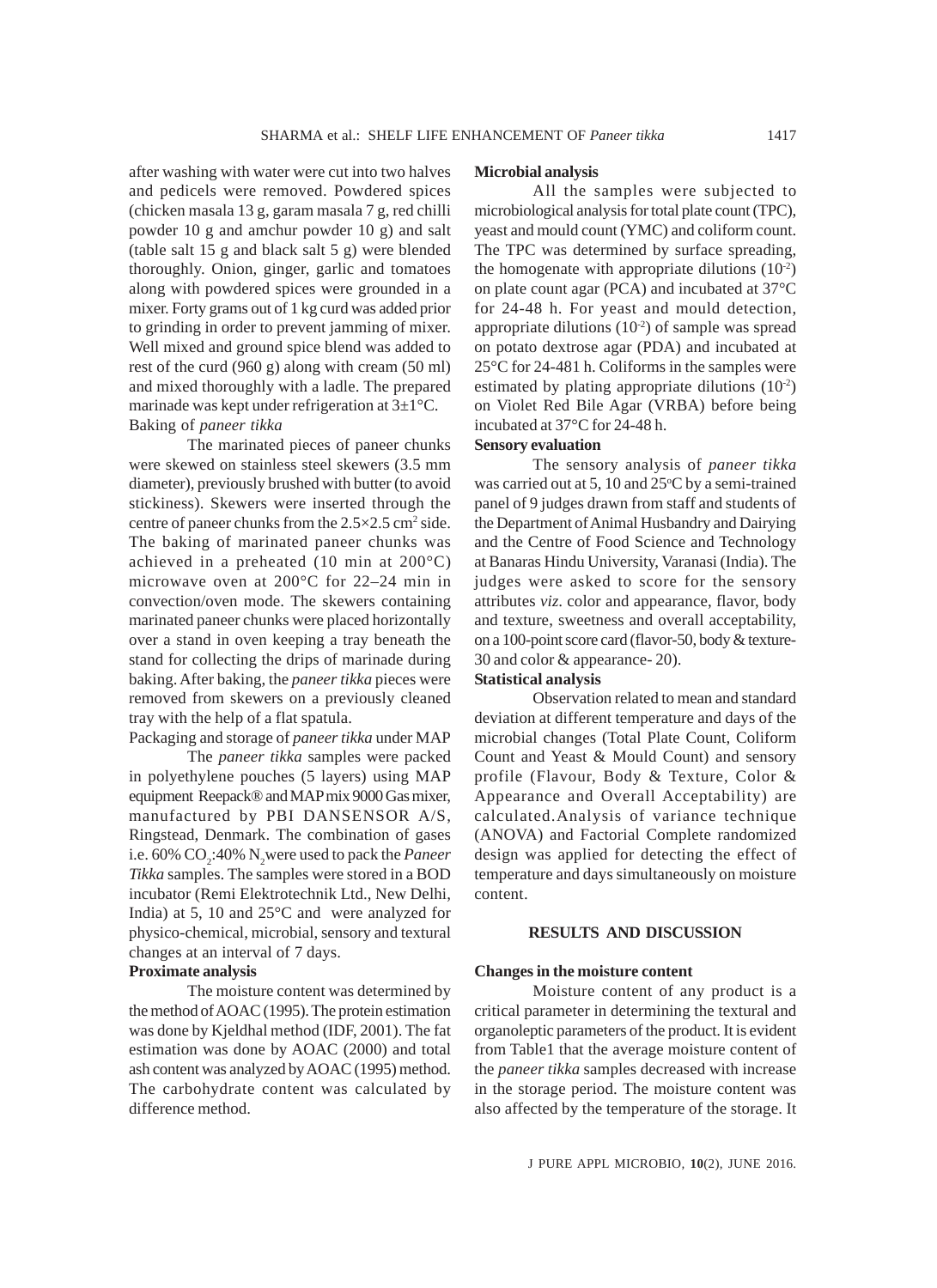after washing with water were cut into two halves and pedicels were removed. Powdered spices (chicken masala 13 g, garam masala 7 g, red chilli powder 10 g and amchur powder 10 g) and salt (table salt 15 g and black salt 5 g) were blended thoroughly. Onion, ginger, garlic and tomatoes along with powdered spices were grounded in a mixer. Forty grams out of 1 kg curd was added prior to grinding in order to prevent jamming of mixer. Well mixed and ground spice blend was added to rest of the curd (960 g) along with cream (50 ml) and mixed thoroughly with a ladle. The prepared marinade was kept under refrigeration at 3±1°C.

Baking of *paneer tikka*

The marinated pieces of paneer chunks were skewed on stainless steel skewers (3.5 mm diameter), previously brushed with butter (to avoid stickiness). Skewers were inserted through the centre of paneer chunks from the $2.5\times2.5$ $cm^2$ side. The baking of marinated paneer chunks was achieved in a preheated (10 min at 200°C) microwave oven at 200°C for 22–24 min in convection/oven mode. The skewers containing marinated paneer chunks were placed horizontally over a stand in oven keeping a tray beneath the stand for collecting the drips of marinade during baking. After baking, the *paneer tikka* pieces were removed from skewers on a previously cleaned tray with the help of a flat spatula.

Packaging and storage of *paneer tikka* under MAP

The *paneer tikka* samples were packed in polyethylene pouches (5 layers) using MAP equipment Reepack® and MAP mix 9000 Gas mixer, manufactured by PBI DANSENSOR A/S, Ringstead, Denmark. The combination of gases i.e. 60% $CO_2$:40% $N_2$ were used to pack the *Paneer Tikka* samples. The samples were stored in a BOD incubator (Remi Elektrotechnik Ltd., New Delhi, India) at 5, 10 and 25°C and were analyzed for physico-chemical, microbial, sensory and textural changes at an interval of 7 days.

**Proximate analysis**

The moisture content was determined by the method of AOAC (1995). The protein estimation was done by Kjeldhal method (IDF, 2001). The fat estimation was done by AOAC (2000) and total ash content was analyzed by AOAC (1995) method. The carbohydrate content was calculated by difference method.

**Microbial analysis**

All the samples were subjected to microbiological analysis for total plate count (TPC), yeast and mould count (YMC) and coliform count. The TPC was determined by surface spreading, the homogenate with appropriate dilutions ($10^{-2}$) on plate count agar (PCA) and incubated at 37°C for 24-48 h. For yeast and mould detection, appropriate dilutions ($10^{-2}$) of sample was spread on potato dextrose agar (PDA) and incubated at 25°C for 24-481 h. Coliforms in the samples were estimated by plating appropriate dilutions ($10^{-2}$) on Violet Red Bile Agar (VRBA) before being incubated at 37°C for 24-48 h.

**Sensory evaluation**

The sensory analysis of *paneer tikka* was carried out at 5, 10 and 25°C by a semi-trained panel of 9 judges drawn from staff and students of the Department of Animal Husbandry and Dairying and the Centre of Food Science and Technology at Banaras Hindu University, Varanasi (India). The judges were asked to score for the sensory attributes *viz*. color and appearance, flavor, body and texture, sweetness and overall acceptability, on a 100-point score card (flavor-50, body & texture-30 and color & appearance- 20).

**Statistical analysis**

Observation related to mean and standard deviation at different temperature and days of the microbial changes (Total Plate Count, Coliform Count and Yeast & Mould Count) and sensory profile (Flavour, Body & Texture, Color & Appearance and Overall Acceptability) are calculated.Analysis of variance technique (ANOVA) and Factorial Complete randomized design was applied for detecting the effect of temperature and days simultaneously on moisture content.

## RESULTS AND DISCUSSION

**Changes in the moisture content**

Moisture content of any product is a critical parameter in determining the textural and organoleptic parameters of the product. It is evident from Table1 that the average moisture content of the *paneer tikka* samples decreased with increase in the storage period. The moisture content was also affected by the temperature of the storage. It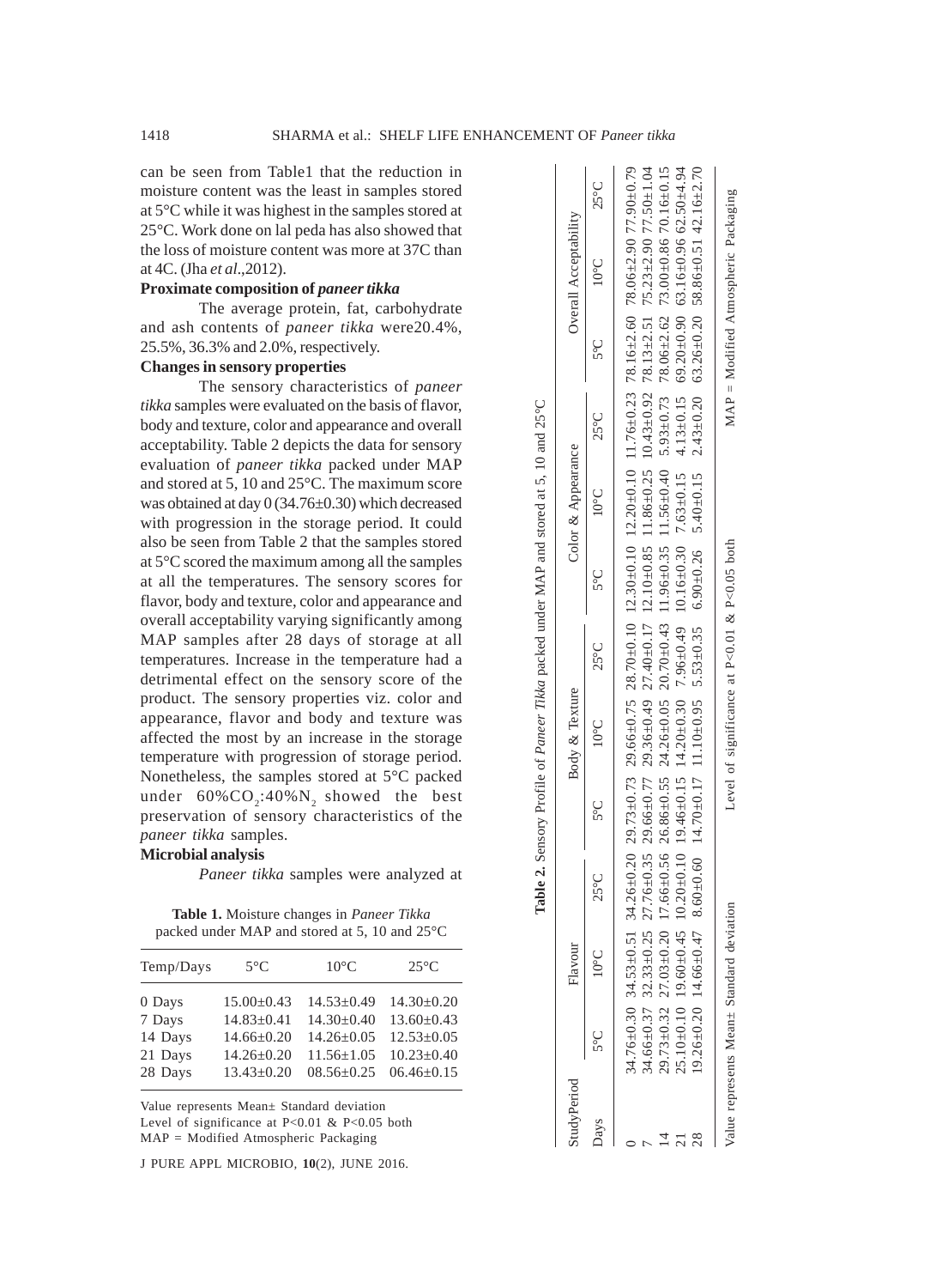can be seen from Table1 that the reduction in moisture content was the least in samples stored at 5°C while it was highest in the samples stored at 25°C. Work done on lal peda has also showed that the loss of moisture content was more at 37C than at 4C. (Jha *et al*.,2012).

**Proximate composition of *paneer tikka***

The average protein, fat, carbohydrate and ash contents of *paneer tikka* were20.4%, 25.5%, 36.3% and 2.0%, respectively.

**Changes in sensory properties**

The sensory characteristics of *paneer tikka* samples were evaluated on the basis of flavor, body and texture, color and appearance and overall acceptability. Table 2 depicts the data for sensory evaluation of *paneer tikka* packed under MAP and stored at 5, 10 and 25°C. The maximum score was obtained at day 0 (34.76±0.30) which decreased with progression in the storage period. It could also be seen from Table 2 that the samples stored at 5°C scored the maximum among all the samples at all the temperatures. The sensory scores for flavor, body and texture, color and appearance and overall acceptability varying significantly among MAP samples after 28 days of storage at all temperatures. Increase in the temperature had a detrimental effect on the sensory score of the product. The sensory properties viz. color and appearance, flavor and body and texture was affected the most by an increase in the storage temperature with progression of storage period. Nonetheless, the samples stored at 5°C packed under 60%$CO_2$:40%$N_2$ showed the best preservation of sensory characteristics of the *paneer tikka* samples.

**Microbial analysis**

*Paneer tikka* samples were analyzed at

**Table 1.** Moisture changes in *Paneer Tikka* packed under MAP and stored at 5, 10 and 25°C

| Temp/Days | 5°C | 10°C | 25°C |
|---|---|---|---|
| 0 Days | 15.00±0.43 | 14.53±0.49 | 14.30±0.20 |
| 7 Days | 14.83±0.41 | 14.30±0.40 | 13.60±0.43 |
| 14 Days | 14.66±0.20 | 14.26±0.05 | 12.53±0.05 |
| 21 Days | 14.26±0.20 | 11.56±1.05 | 10.23±0.40 |
| 28 Days | 13.43±0.20 | 08.56±0.25 | 06.46±0.15 |

Value represents Mean± Standard deviation
Level of significance at P<0.01 & P<0.05 both
MAP = Modified Atmospheric Packaging

**Table 2.** Sensory Profile of *Paneer Tikka* packed under MAP and stored at 5, 10 and 25°C

| StudyPeriod | Flavour | | | Body & Texture | | | Color & Appearance | | | Overall Acceptability | | |
|---|---|---|---|---|---|---|---|---|---|---|---|---|
| Days | 5°C | 10°C | 25°C | 5°C | 10°C | 25°C | 5°C | 10°C | 25°C | 5°C | 10°C | 25°C |
| 0 | 34.76±0.30 | 34.53±0.51 | 34.26±0.20 | 29.73±0.73 | 29.66±0.75 | 28.70±0.10 | 12.30±0.10 | 12.20±0.10 | 11.76±0.23 | 78.16±2.60 | 78.06±2.90 | 77.90±0.79 |
| 7 | 34.66±0.37 | 32.33±0.25 | 27.76±0.35 | 29.66±0.77 | 29.36±0.49 | 27.40±0.17 | 12.10±0.85 | 11.86±0.25 | 10.43±0.92 | 78.13±2.51 | 75.23±2.90 | 77.50±1.04 |
| 14 | 29.73±0.32 | 27.03±0.20 | 17.66±0.56 | 26.86±0.55 | 24.26±0.05 | 20.70±0.43 | 11.96±0.35 | 11.56±0.40 | 5.93±0.73 | 78.06±2.62 | 73.00±0.86 | 70.16±0.15 |
| 21 | 25.10±0.10 | 19.60±0.45 | 10.20±0.10 | 19.46±0.15 | 14.20±0.30 | 7.96±0.49 | 10.16±0.30 | 7.63±0.15 | 4.13±0.15 | 69.20±0.90 | 63.16±0.96 | 62.50±4.94 |
| 28 | 19.26±0.20 | 14.66±0.47 | 8.60±0.60 | 14.70±0.17 | 11.10±0.95 | 5.53±0.35 | 6.90±0.26 | 5.40±0.15 | 2.43±0.20 | 63.26±0.20 | 58.86±0.51 | 42.16±2.70 |

Value represents Mean± Standard deviation    Level of significance at P<0.01 & P<0.05 both    MAP = Modified Atmospheric Packaging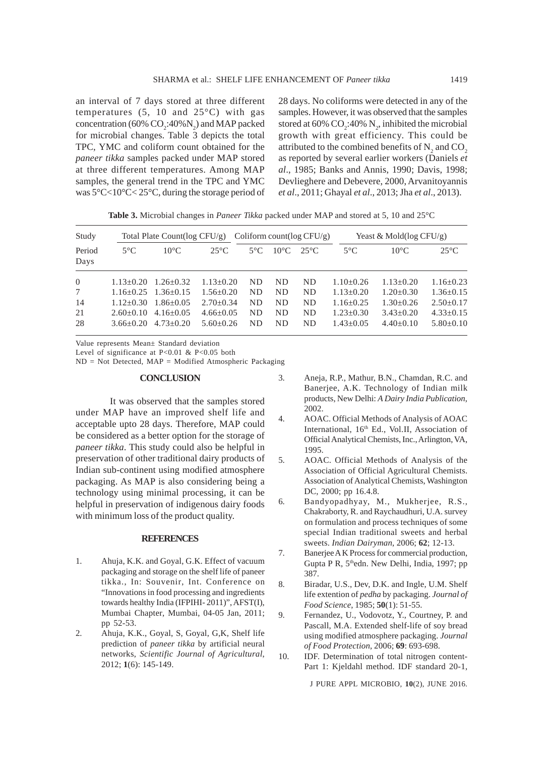an interval of 7 days stored at three different temperatures (5, 10 and 25°C) with gas concentration (60% $CO_2$:40%$N_2$) and MAP packed for microbial changes. Table 3 depicts the total TPC, YMC and coliform count obtained for the *paneer tikka* samples packed under MAP stored at three different temperatures. Among MAP samples, the general trend in the TPC and YMC was 5°C<10°C< 25°C, during the storage period of 28 days. No coliforms were detected in any of the samples. However, it was observed that the samples stored at 60% $CO_2$:40% $N_2$, inhibited the microbial growth with great efficiency. This could be attributed to the combined benefits of $N_2$ and $CO_2$ as reported by several earlier workers (Daniels *et al*., 1985; Banks and Annis, 1990; Davis, 1998; Devlieghere and Debevere, 2000, Arvanitoyannis *et al*., 2011; Ghayal *et al*., 2013; Jha *et al*., 2013).

**Table 3.** Microbial changes in *Paneer Tikka* packed under MAP and stored at 5, 10 and 25°C

| Study | Total Plate Count(log CFU/g) | | | Coliform count(log CFU/g) | | | Yeast & Mold(log CFU/g) | | |
|---|---|---|---|---|---|---|---|---|---|
| Period Days | 5°C | 10°C | 25°C | 5°C | 10°C | 25°C | 5°C | 10°C | 25°C |
| 0 | 1.13±0.20 | 1.26±0.32 | 1.13±0.20 | ND | ND | ND | 1.10±0.26 | 1.13±0.20 | 1.16±0.23 |
| 7 | 1.16±0.25 | 1.36±0.15 | 1.56±0.20 | ND | ND | ND | 1.13±0.20 | 1.20±0.30 | 1.36±0.15 |
| 14 | 1.12±0.30 | 1.86±0.05 | 2.70±0.34 | ND | ND | ND | 1.16±0.25 | 1.30±0.26 | 2.50±0.17 |
| 21 | 2.60±0.10 | 4.16±0.05 | 4.66±0.05 | ND | ND | ND | 1.23±0.30 | 3.43±0.20 | 4.33±0.15 |
| 28 | 3.66±0.20 | 4.73±0.20 | 5.60±0.26 | ND | ND | ND | 1.43±0.05 | 4.40±0.10 | 5.80±0.10 |

Value represents Mean± Standard deviation
Level of significance at P<0.01 & P<0.05 both
ND = Not Detected, MAP = Modified Atmospheric Packaging

## CONCLUSION

It was observed that the samples stored under MAP have an improved shelf life and acceptable upto 28 days. Therefore, MAP could be considered as a better option for the storage of *paneer tikka*. This study could also be helpful in preservation of other traditional dairy products of Indian sub-continent using modified atmosphere packaging. As MAP is also considering being a technology using minimal processing, it can be helpful in preservation of indigenous dairy foods with minimum loss of the product quality.

## REFERENCES

1. Ahuja, K.K. and Goyal, G.K. Effect of vacuum packaging and storage on the shelf life of paneer tikka., In: Souvenir, Int. Conference on "Innovations in food processing and ingredients towards healthy India (IFPIHI- 2011)", AFST(I), Mumbai Chapter, Mumbai, 04-05 Jan, 2011; pp 52-53.
2. Ahuja, K.K., Goyal, S, Goyal, G,K, Shelf life prediction of *paneer tikka* by artificial neural networks, *Scientific Journal of Agricultural*, 2012; **1**(6): 145-149.
3. Aneja, R.P., Mathur, B.N., Chamdan, R.C. and Banerjee, A.K. Technology of Indian milk products, New Delhi: *A Dairy India Publication*, 2002.
4. AOAC. Official Methods of Analysis of AOAC International, 16th Ed., Vol.II, Association of Official Analytical Chemists, Inc., Arlington, VA, 1995.
5. AOAC. Official Methods of Analysis of the Association of Official Agricultural Chemists. Association of Analytical Chemists, Washington DC, 2000; pp 16.4.8.
6. Bandyopadhyay, M., Mukherjee, R.S., Chakraborty, R. and Raychaudhuri, U.A. survey on formulation and process techniques of some special Indian traditional sweets and herbal sweets. *Indian Dairyman*, 2006; **62**; 12-13.
7. Banerjee A K Process for commercial production, Gupta P R, 5thedn. New Delhi, India, 1997; pp 387.
8. Biradar, U.S., Dev, D.K. and Ingle, U.M. Shelf life extention of *pedha* by packaging. *Journal of Food Science*, 1985; **50**(1): 51-55.
9. Fernandez, U., Vodovotz, Y., Courtney, P. and Pascall, M.A. Extended shelf-life of soy bread using modified atmosphere packaging. *Journal of Food Protection*, 2006; **69**: 693-698.
10. IDF. Determination of total nitrogen content- Part 1: Kjeldahl method. IDF standard 20-1,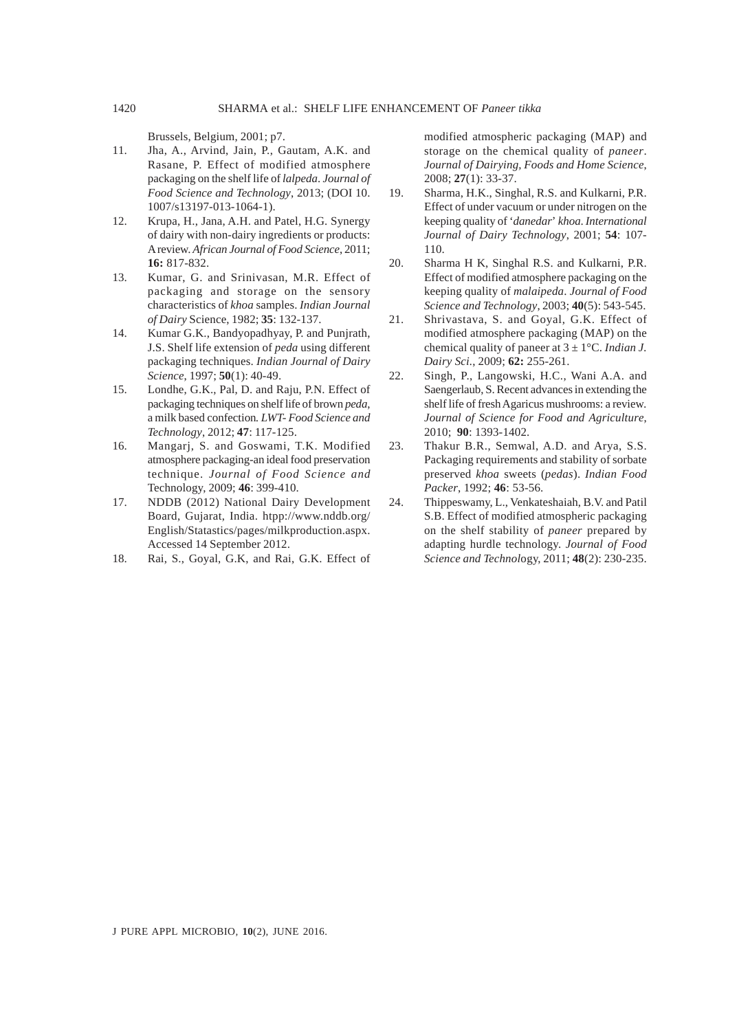Brussels, Belgium, 2001; p7.

11. Jha, A., Arvind, Jain, P., Gautam, A.K. and Rasane, P. Effect of modified atmosphere packaging on the shelf life of *lalpeda*. *Journal of Food Science and Technology*, 2013; (DOI 10. 1007/s13197-013-1064-1).
12. Krupa, H., Jana, A.H. and Patel, H.G. Synergy of dairy with non-dairy ingredients or products: A review. *African Journal of Food Science*, 2011; **16:** 817-832.
13. Kumar, G. and Srinivasan, M.R. Effect of packaging and storage on the sensory characteristics of *khoa* samples. *Indian Journal of Dairy* Science, 1982; **35**: 132-137.
14. Kumar G.K., Bandyopadhyay, P. and Punjrath, J.S. Shelf life extension of *peda* using different packaging techniques. *Indian Journal of Dairy Science*, 1997; **50**(1): 40-49.
15. Londhe, G.K., Pal, D. and Raju, P.N. Effect of packaging techniques on shelf life of brown *peda*, a milk based confection. *LWT- Food Science and Technology*, 2012; **47**: 117-125.
16. Mangarj, S. and Goswami, T.K. Modified atmosphere packaging-an ideal food preservation technique. *Journal of Food Science and* Technology, 2009; **46**: 399-410.
17. NDDB (2012) National Dairy Development Board, Gujarat, India. htpp://www.nddb.org/English/Statastics/pages/milkproduction.aspx. Accessed 14 September 2012.
18. Rai, S., Goyal, G.K, and Rai, G.K. Effect of modified atmospheric packaging (MAP) and storage on the chemical quality of *paneer*. *Journal of Dairying, Foods and Home Science*, 2008; **27**(1): 33-37.
19. Sharma, H.K., Singhal, R.S. and Kulkarni, P.R. Effect of under vacuum or under nitrogen on the keeping quality of '*danedar*' *khoa*. *International Journal of Dairy Technology*, 2001; **54**: 107-110.
20. Sharma H K, Singhal R.S. and Kulkarni, P.R. Effect of modified atmosphere packaging on the keeping quality of *malaipeda*. *Journal of Food Science and Technology*, 2003; **40**(5): 543-545.
21. Shrivastava, S. and Goyal, G.K. Effect of modified atmosphere packaging (MAP) on the chemical quality of paneer at $3 \pm 1$°C. *Indian J. Dairy Sci.*, 2009; **62:** 255-261.
22. Singh, P., Langowski, H.C., Wani A.A. and Saengerlaub, S. Recent advances in extending the shelf life of fresh Agaricus mushrooms: a review. *Journal of Science for Food and Agriculture*, 2010; **90**: 1393-1402.
23. Thakur B.R., Semwal, A.D. and Arya, S.S. Packaging requirements and stability of sorbate preserved *khoa* sweets (*pedas*). *Indian Food Packer*, 1992; **46**: 53-56.
24. Thippeswamy, L., Venkateshaiah, B.V. and Patil S.B. Effect of modified atmospheric packaging on the shelf stability of *paneer* prepared by adapting hurdle technology. *Journal of Food Science and Technol*ogy, 2011; **48**(2): 230-235.